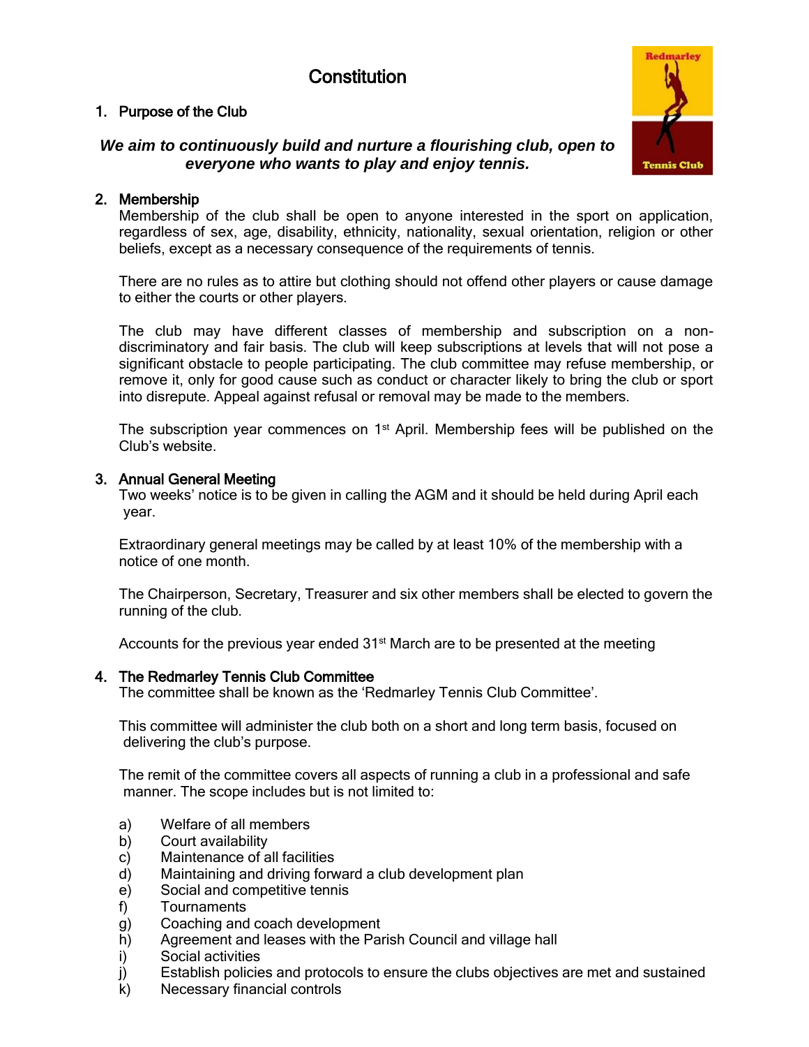# Constitution

## 1. Purpose of the Club

***We aim to continuously build and nurture a flourishing club, open to everyone who wants to play and enjoy tennis.***

## 2. Membership

Membership of the club shall be open to anyone interested in the sport on application, regardless of sex, age, disability, ethnicity, nationality, sexual orientation, religion or other beliefs, except as a necessary consequence of the requirements of tennis.

There are no rules as to attire but clothing should not offend other players or cause damage to either the courts or other players.

The club may have different classes of membership and subscription on a non-discriminatory and fair basis. The club will keep subscriptions at levels that will not pose a significant obstacle to people participating. The club committee may refuse membership, or remove it, only for good cause such as conduct or character likely to bring the club or sport into disrepute. Appeal against refusal or removal may be made to the members.

The subscription year commences on 1st April. Membership fees will be published on the Club's website.

## 3. Annual General Meeting

Two weeks' notice is to be given in calling the AGM and it should be held during April each year.

Extraordinary general meetings may be called by at least 10% of the membership with a notice of one month.

The Chairperson, Secretary, Treasurer and six other members shall be elected to govern the running of the club.

Accounts for the previous year ended 31st March are to be presented at the meeting

## 4. The Redmarley Tennis Club Committee

The committee shall be known as the 'Redmarley Tennis Club Committee'.

This committee will administer the club both on a short and long term basis, focused on delivering the club's purpose.

The remit of the committee covers all aspects of running a club in a professional and safe manner. The scope includes but is not limited to:

a) Welfare of all members
b) Court availability
c) Maintenance of all facilities
d) Maintaining and driving forward a club development plan
e) Social and competitive tennis
f) Tournaments
g) Coaching and coach development
h) Agreement and leases with the Parish Council and village hall
i) Social activities
j) Establish policies and protocols to ensure the clubs objectives are met and sustained
k) Necessary financial controls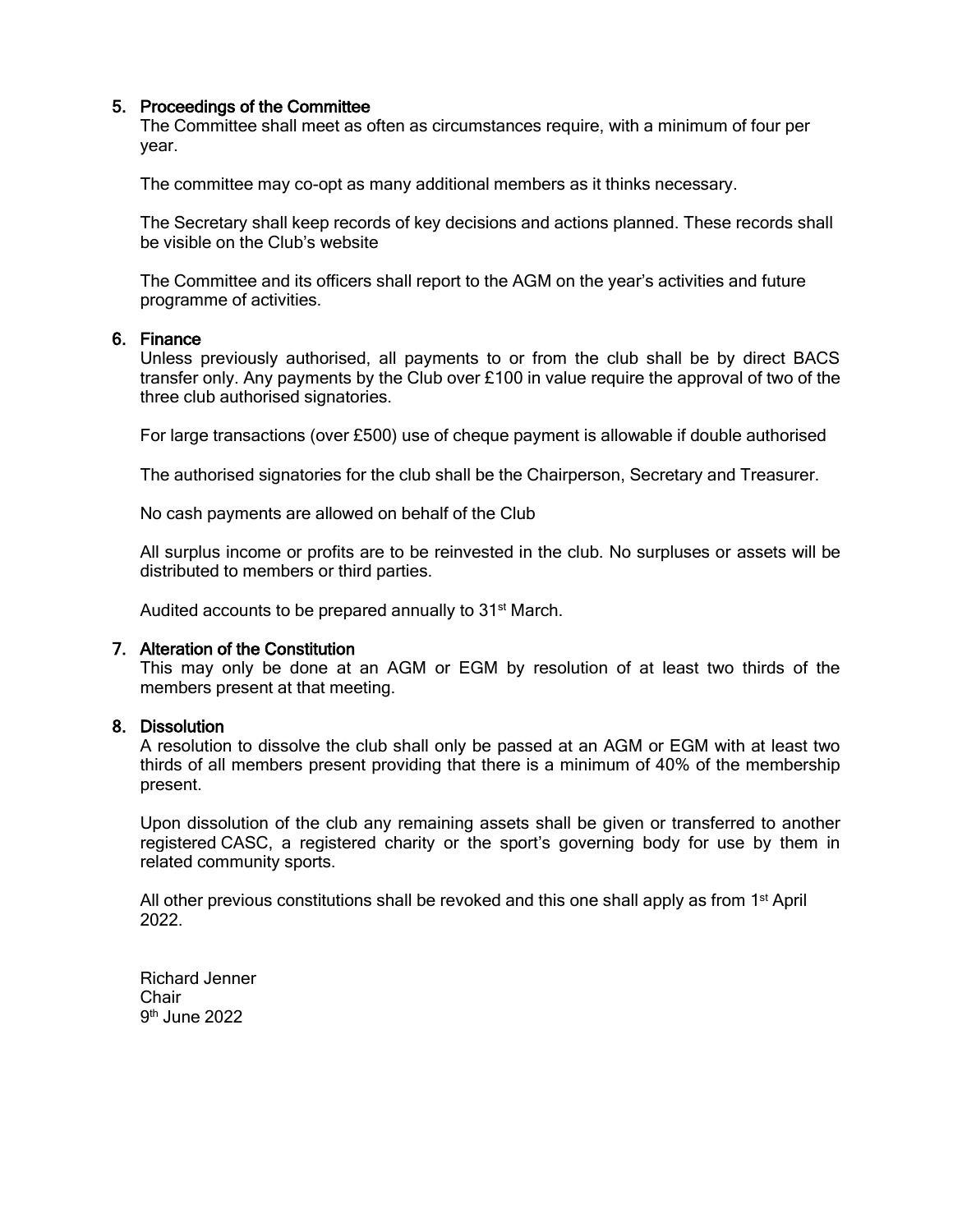## 5. Proceedings of the Committee

The Committee shall meet as often as circumstances require, with a minimum of four per year.

The committee may co-opt as many additional members as it thinks necessary.

The Secretary shall keep records of key decisions and actions planned. These records shall be visible on the Club's website

The Committee and its officers shall report to the AGM on the year's activities and future programme of activities.

## 6. Finance

Unless previously authorised, all payments to or from the club shall be by direct BACS transfer only. Any payments by the Club over £100 in value require the approval of two of the three club authorised signatories.

For large transactions (over £500) use of cheque payment is allowable if double authorised

The authorised signatories for the club shall be the Chairperson, Secretary and Treasurer.

No cash payments are allowed on behalf of the Club

All surplus income or profits are to be reinvested in the club. No surpluses or assets will be distributed to members or third parties.

Audited accounts to be prepared annually to 31st March.

## 7. Alteration of the Constitution

This may only be done at an AGM or EGM by resolution of at least two thirds of the members present at that meeting.

## 8. Dissolution

A resolution to dissolve the club shall only be passed at an AGM or EGM with at least two thirds of all members present providing that there is a minimum of 40% of the membership present.

Upon dissolution of the club any remaining assets shall be given or transferred to another registered CASC, a registered charity or the sport's governing body for use by them in related community sports.

All other previous constitutions shall be revoked and this one shall apply as from 1st April 2022.

Richard Jenner
Chair
9th June 2022